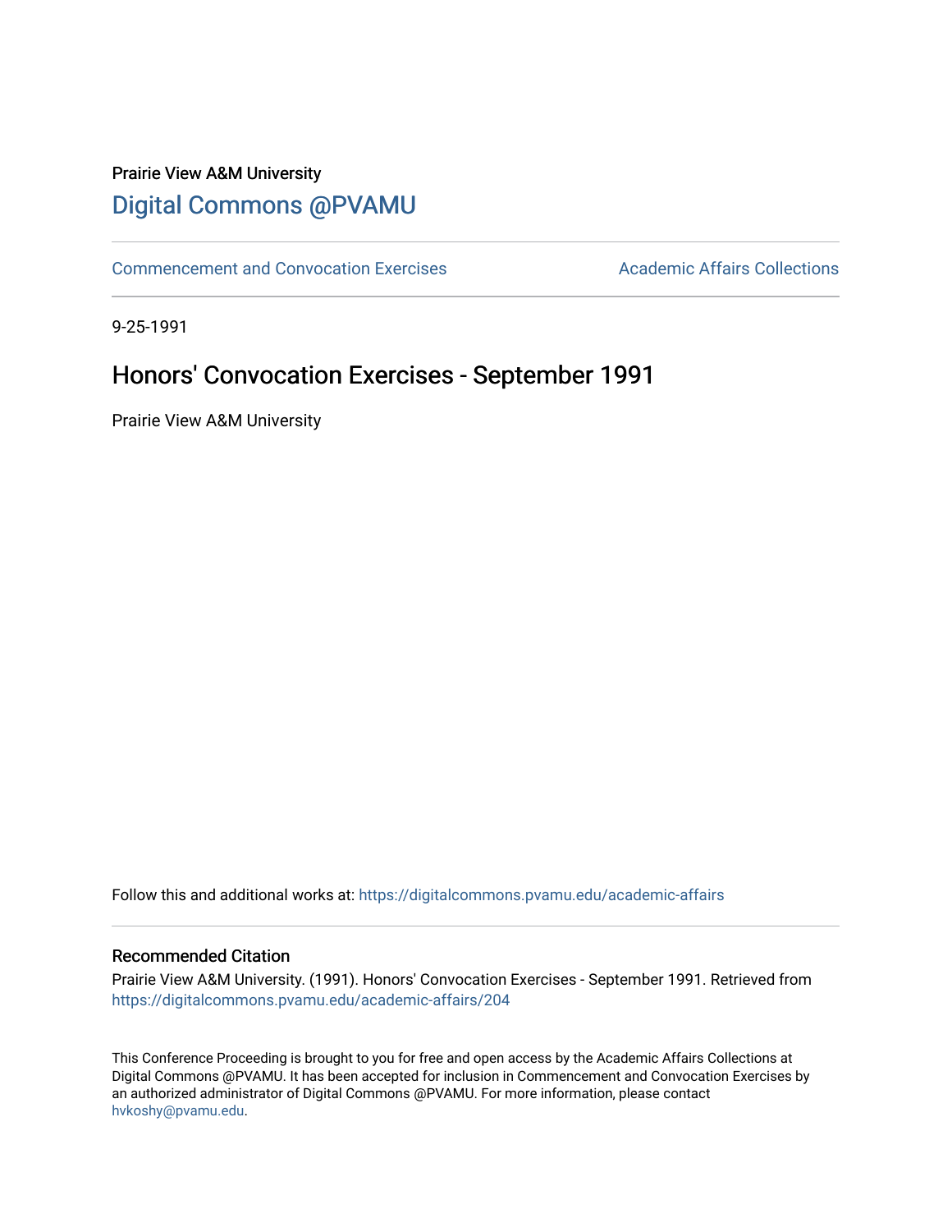Prairie View A&M University

# Digital Commons @PVAMU

Commencement and Convocation Exercises | Academic Affairs Collections

9-25-1991

## Honors' Convocation Exercises - September 1991

Prairie View A&M University

Follow this and additional works at: https://digitalcommons.pvamu.edu/academic-affairs

### Recommended Citation

Prairie View A&M University. (1991). Honors' Convocation Exercises - September 1991. Retrieved from https://digitalcommons.pvamu.edu/academic-affairs/204

This Conference Proceeding is brought to you for free and open access by the Academic Affairs Collections at Digital Commons @PVAMU. It has been accepted for inclusion in Commencement and Convocation Exercises by an authorized administrator of Digital Commons @PVAMU. For more information, please contact hvkoshy@pvamu.edu.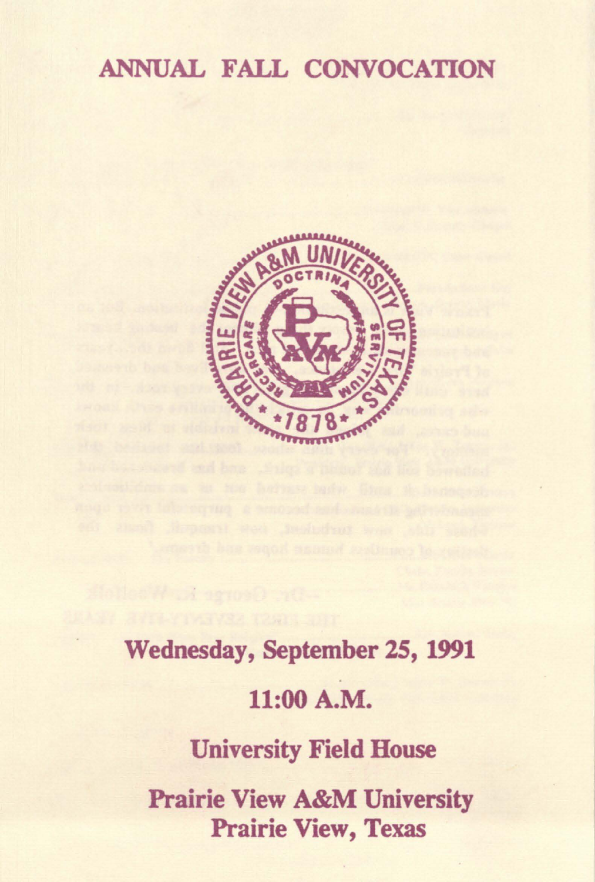# ANNUAL FALL CONVOCATION

**Wednesday, September 25, 1991**

**11:00 A.M.**

**University Field House**

**Prairie View A&M University**
**Prairie View, Texas**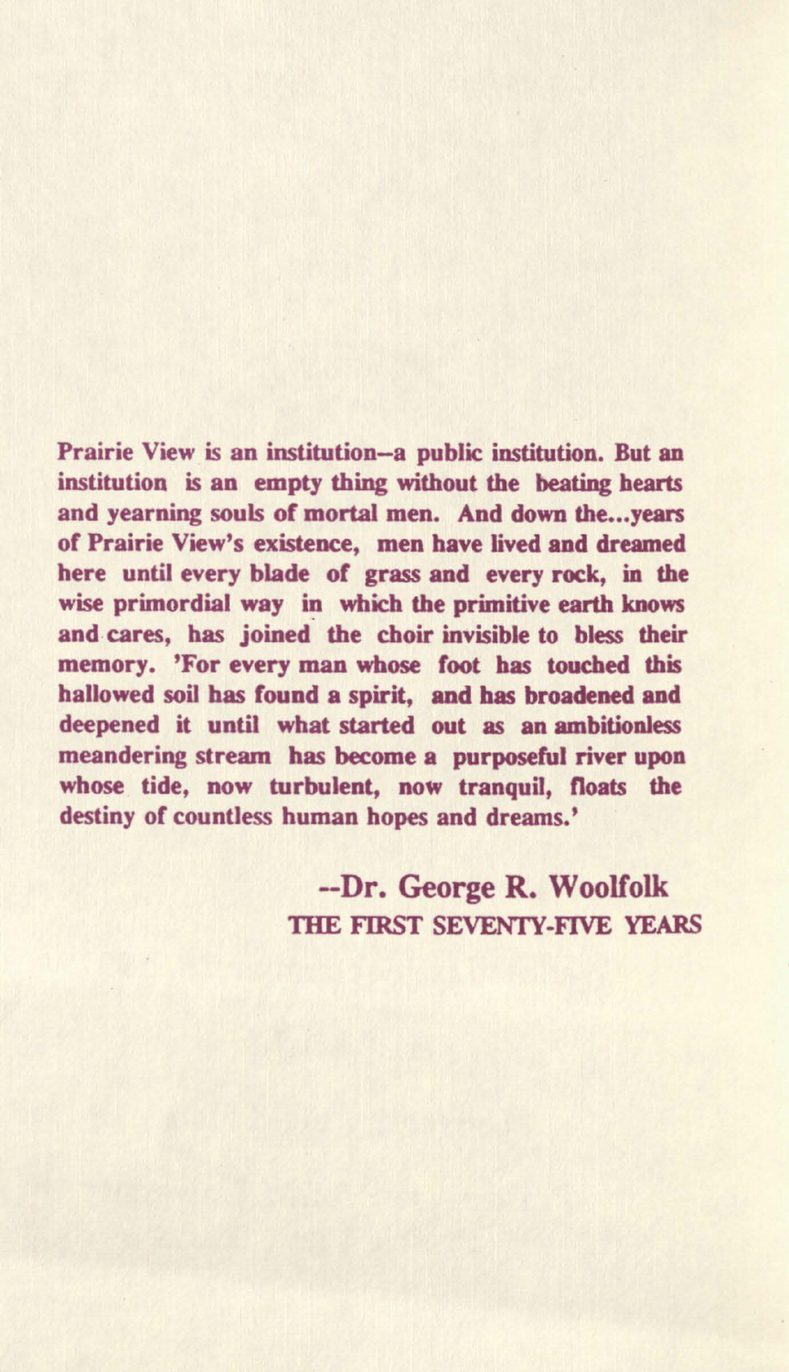**Prairie View is an institution–a public institution. But an institution is an empty thing without the beating hearts and yearning souls of mortal men. And down the...years of Prairie View's existence, men have lived and dreamed here until every blade of grass and every rock, in the wise primordial way in which the primitive earth knows and cares, has joined the choir invisible to bless their memory. 'For every man whose foot has touched this hallowed soil has found a spirit, and has broadened and deepened it until what started out as an ambitionless meandering stream has become a purposeful river upon whose tide, now turbulent, now tranquil, floats the destiny of countless human hopes and dreams.'**

**--Dr. George R. Woolfolk**
**THE FIRST SEVENTY-FIVE YEARS**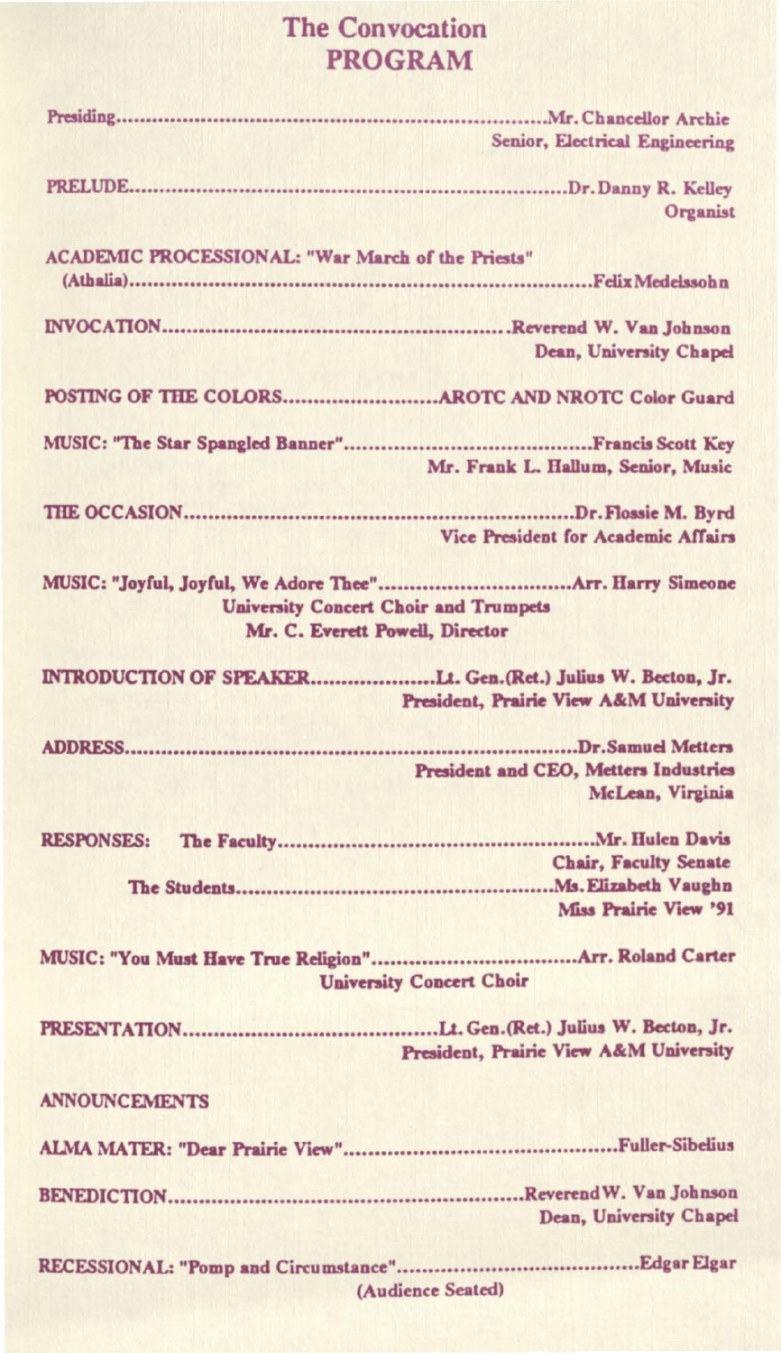# The Convocation
## PROGRAM

Presiding....................................................................Mr. Chancellor Archie
Senior, Electrical Engineering

PRELUDE....................................................................Dr. Danny R. Kelley
Organist

ACADEMIC PROCESSIONAL: "War March of the Priests"
(Athalia)....................................................................Felix Medelssohn

INVOCATION....................................................................Reverend W. Van Johnson
Dean, University Chapel

POSTING OF THE COLORS....................................................................AROTC AND NROTC Color Guard

MUSIC: "The Star Spangled Banner"....................................................................Francis Scott Key
Mr. Frank L. Hallum, Senior, Music

THE OCCASION....................................................................Dr. Flossie M. Byrd
Vice President for Academic Affairs

MUSIC: "Joyful, Joyful, We Adore Thee"....................................................................Arr. Harry Simeone
University Concert Choir and Trumpets
Mr. C. Everett Powell, Director

INTRODUCTION OF SPEAKER....................................................................Lt. Gen.(Ret.) Julius W. Becton, Jr.
President, Prairie View A&M University

ADDRESS....................................................................Dr. Samuel Metters
President and CEO, Metters Industries
McLean, Virginia

RESPONSES: The Faculty....................................................................Mr. Hulen Davis
Chair, Faculty Senate

The Students....................................................................Ms. Elizabeth Vaughn
Miss Prairie View '91

MUSIC: "You Must Have True Religion"....................................................................Arr. Roland Carter
University Concert Choir

PRESENTATION....................................................................Lt. Gen.(Ret.) Julius W. Becton, Jr.
President, Prairie View A&M University

ANNOUNCEMENTS

ALMA MATER: "Dear Prairie View"....................................................................Fuller-Sibelius

BENEDICTION....................................................................Reverend W. Van Johnson
Dean, University Chapel

RECESSIONAL: "Pomp and Circumstance"....................................................................Edgar Elgar
(Audience Seated)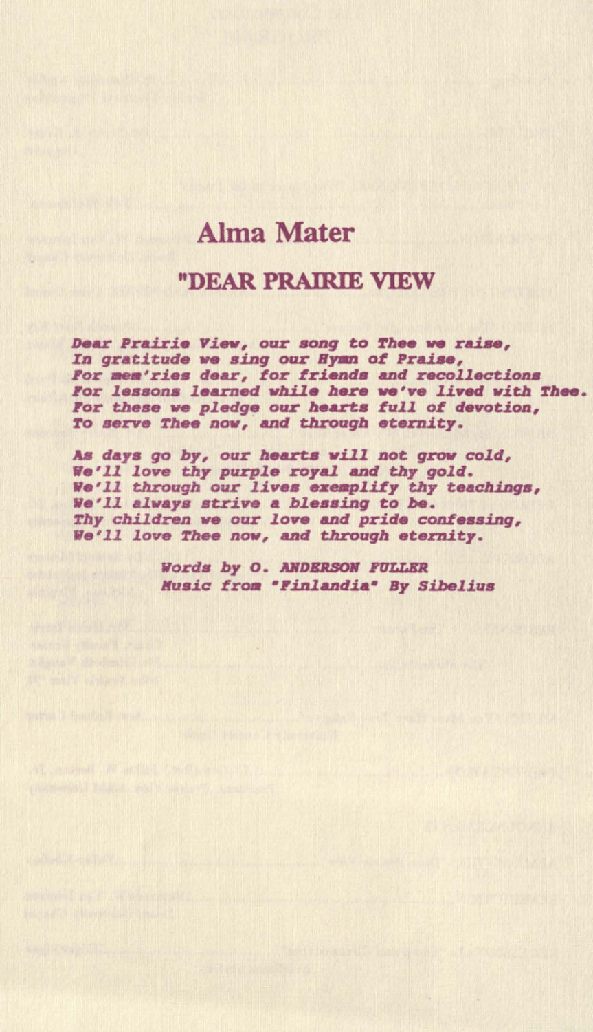# Alma Mater

## "DEAR PRAIRIE VIEW

*Dear Prairie View, our song to Thee we raise,*
*In gratitude we sing our Hymn of Praise,*
*For mem'ries dear, for friends and recollections*
*For lessons learned while here we've lived with Thee.*
*For these we pledge our hearts full of devotion,*
*To serve Thee now, and through eternity.*

*As days go by, our hearts will not grow cold,*
*We'll love thy purple royal and thy gold.*
*We'll through our lives exemplify thy teachings,*
*We'll always strive a blessing to be.*
*Thy children we our love and pride confessing,*
*We'll love Thee now, and through eternity.*

*Words by O. ANDERSON FULLER*
*Music from "Finlandia" By Sibelius*